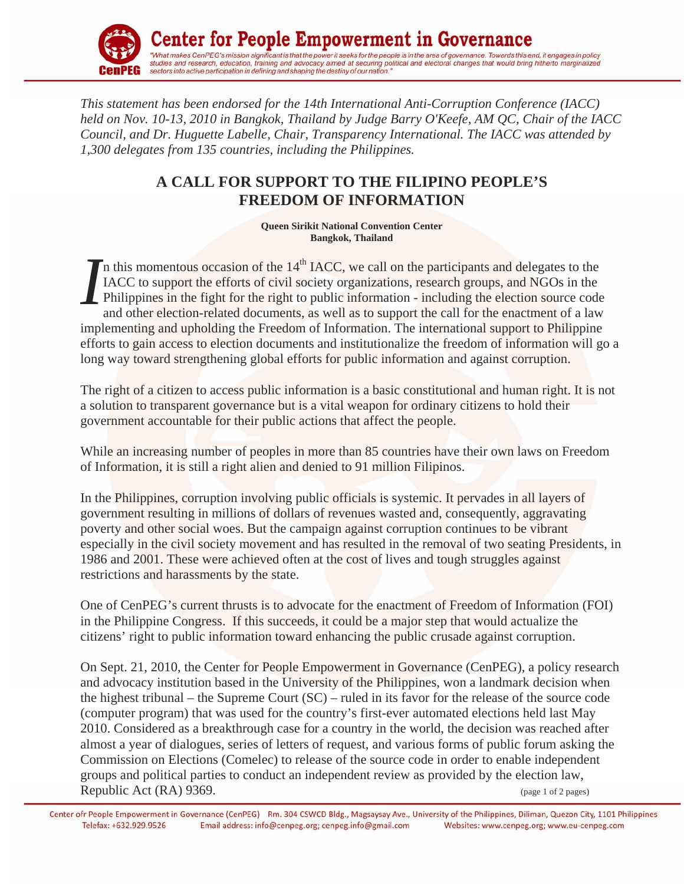# Center for People Empowerment in Governance

*"What makes CenPEG's mission significant is that the power it seeks for the people is in the area of governance. Towards this end, it engages in policy studies and research, education, training and advocacy aimed at securing political and electoral changes that would bring hitherto marginalized sectors into active participation in defining and shaping the destiny of our nation."*

*This statement has been endorsed for the 14th International Anti-Corruption Conference (IACC) held on Nov. 10-13, 2010 in Bangkok, Thailand by Judge Barry O'Keefe, AM QC, Chair of the IACC Council, and Dr. Huguette Labelle, Chair, Transparency International. The IACC was attended by 1,300 delegates from 135 countries, including the Philippines.*

## A CALL FOR SUPPORT TO THE FILIPINO PEOPLE'S FREEDOM OF INFORMATION

**Queen Sirikit National Convention Center**
**Bangkok, Thailand**

In this momentous occasion of the 14th IACC, we call on the participants and delegates to the IACC to support the efforts of civil society organizations, research groups, and NGOs in the Philippines in the fight for the right to public information - including the election source code and other election-related documents, as well as to support the call for the enactment of a law implementing and upholding the Freedom of Information. The international support to Philippine efforts to gain access to election documents and institutionalize the freedom of information will go a long way toward strengthening global efforts for public information and against corruption.

The right of a citizen to access public information is a basic constitutional and human right. It is not a solution to transparent governance but is a vital weapon for ordinary citizens to hold their government accountable for their public actions that affect the people.

While an increasing number of peoples in more than 85 countries have their own laws on Freedom of Information, it is still a right alien and denied to 91 million Filipinos.

In the Philippines, corruption involving public officials is systemic. It pervades in all layers of government resulting in millions of dollars of revenues wasted and, consequently, aggravating poverty and other social woes. But the campaign against corruption continues to be vibrant especially in the civil society movement and has resulted in the removal of two seating Presidents, in 1986 and 2001. These were achieved often at the cost of lives and tough struggles against restrictions and harassments by the state.

One of CenPEG's current thrusts is to advocate for the enactment of Freedom of Information (FOI) in the Philippine Congress. If this succeeds, it could be a major step that would actualize the citizens' right to public information toward enhancing the public crusade against corruption.

On Sept. 21, 2010, the Center for People Empowerment in Governance (CenPEG), a policy research and advocacy institution based in the University of the Philippines, won a landmark decision when the highest tribunal – the Supreme Court (SC) – ruled in its favor for the release of the source code (computer program) that was used for the country's first-ever automated elections held last May 2010. Considered as a breakthrough case for a country in the world, the decision was reached after almost a year of dialogues, series of letters of request, and various forms of public forum asking the Commission on Elections (Comelec) to release of the source code in order to enable independent groups and political parties to conduct an independent review as provided by the election law, Republic Act (RA) 9369.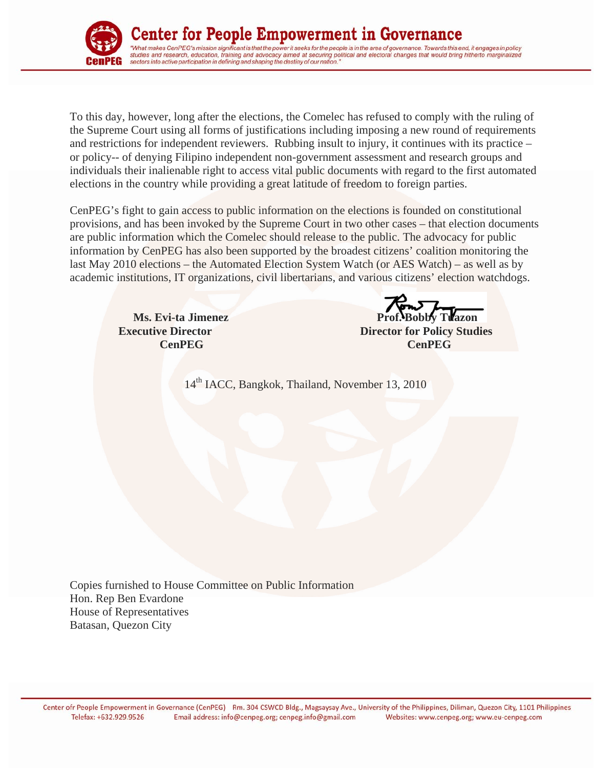To this day, however, long after the elections, the Comelec has refused to comply with the ruling of the Supreme Court using all forms of justifications including imposing a new round of requirements and restrictions for independent reviewers. Rubbing insult to injury, it continues with its practice – or policy-- of denying Filipino independent non-government assessment and research groups and individuals their inalienable right to access vital public documents with regard to the first automated elections in the country while providing a great latitude of freedom to foreign parties.

CenPEG's fight to gain access to public information on the elections is founded on constitutional provisions, and has been invoked by the Supreme Court in two other cases – that election documents are public information which the Comelec should release to the public. The advocacy for public information by CenPEG has also been supported by the broadest citizens' coalition monitoring the last May 2010 elections – the Automated Election System Watch (or AES Watch) – as well as by academic institutions, IT organizations, civil libertarians, and various citizens' election watchdogs.

**Ms. Evi-ta Jimenez**
**Executive Director**
**CenPEG**

**Prof. Bobby Tuazon**
**Director for Policy Studies**
**CenPEG**

14th IACC, Bangkok, Thailand, November 13, 2010

Copies furnished to House Committee on Public Information
Hon. Rep Ben Evardone
House of Representatives
Batasan, Quezon City